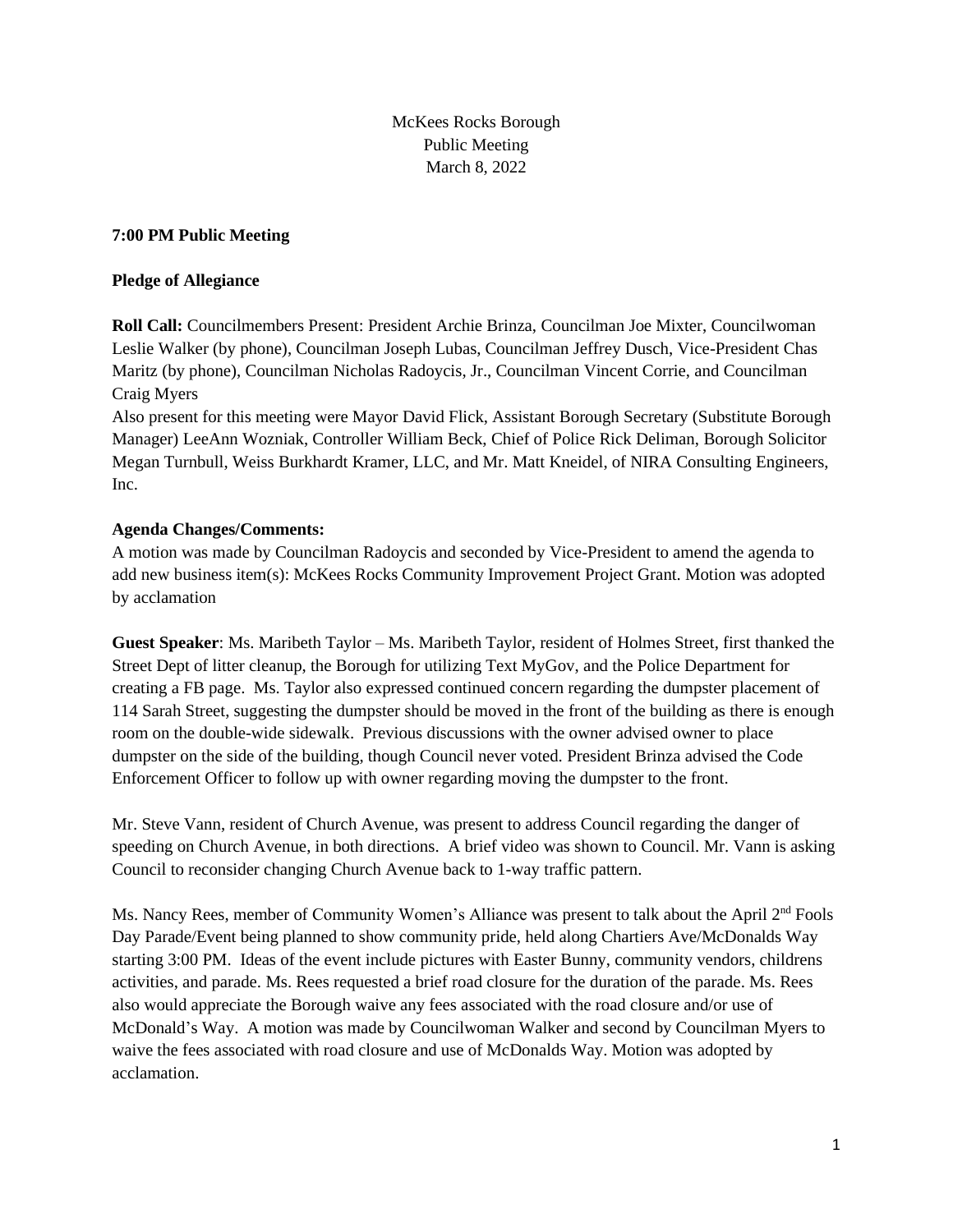McKees Rocks Borough
Public Meeting
March 8, 2022

**7:00 PM Public Meeting**

**Pledge of Allegiance**

**Roll Call:** Councilmembers Present: President Archie Brinza, Councilman Joe Mixter, Councilwoman Leslie Walker (by phone), Councilman Joseph Lubas, Councilman Jeffrey Dusch, Vice-President Chas Maritz (by phone), Councilman Nicholas Radoycis, Jr., Councilman Vincent Corrie, and Councilman Craig Myers

Also present for this meeting were Mayor David Flick, Assistant Borough Secretary (Substitute Borough Manager) LeeAnn Wozniak, Controller William Beck, Chief of Police Rick Deliman, Borough Solicitor Megan Turnbull, Weiss Burkhardt Kramer, LLC, and Mr. Matt Kneidel, of NIRA Consulting Engineers, Inc.

**Agenda Changes/Comments:**

A motion was made by Councilman Radoycis and seconded by Vice-President to amend the agenda to add new business item(s): McKees Rocks Community Improvement Project Grant. Motion was adopted by acclamation

**Guest Speaker**: Ms. Maribeth Taylor – Ms. Maribeth Taylor, resident of Holmes Street, first thanked the Street Dept of litter cleanup, the Borough for utilizing Text MyGov, and the Police Department for creating a FB page. Ms. Taylor also expressed continued concern regarding the dumpster placement of 114 Sarah Street, suggesting the dumpster should be moved in the front of the building as there is enough room on the double-wide sidewalk. Previous discussions with the owner advised owner to place dumpster on the side of the building, though Council never voted. President Brinza advised the Code Enforcement Officer to follow up with owner regarding moving the dumpster to the front.

Mr. Steve Vann, resident of Church Avenue, was present to address Council regarding the danger of speeding on Church Avenue, in both directions. A brief video was shown to Council. Mr. Vann is asking Council to reconsider changing Church Avenue back to 1-way traffic pattern.

Ms. Nancy Rees, member of Community Women's Alliance was present to talk about the April 2nd Fools Day Parade/Event being planned to show community pride, held along Chartiers Ave/McDonalds Way starting 3:00 PM. Ideas of the event include pictures with Easter Bunny, community vendors, childrens activities, and parade. Ms. Rees requested a brief road closure for the duration of the parade. Ms. Rees also would appreciate the Borough waive any fees associated with the road closure and/or use of McDonald's Way. A motion was made by Councilwoman Walker and second by Councilman Myers to waive the fees associated with road closure and use of McDonalds Way. Motion was adopted by acclamation.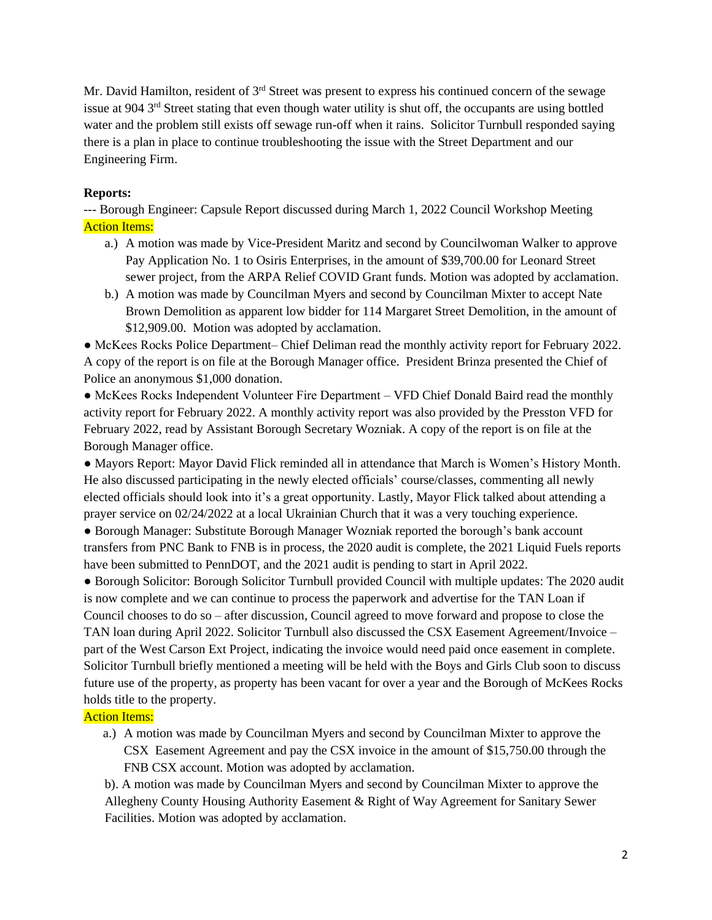Mr. David Hamilton, resident of 3rd Street was present to express his continued concern of the sewage issue at 904 3rd Street stating that even though water utility is shut off, the occupants are using bottled water and the problem still exists off sewage run-off when it rains. Solicitor Turnbull responded saying there is a plan in place to continue troubleshooting the issue with the Street Department and our Engineering Firm.

**Reports:**

--- Borough Engineer: Capsule Report discussed during March 1, 2022 Council Workshop Meeting

Action Items:

a.) A motion was made by Vice-President Maritz and second by Councilwoman Walker to approve Pay Application No. 1 to Osiris Enterprises, in the amount of $39,700.00 for Leonard Street sewer project, from the ARPA Relief COVID Grant funds. Motion was adopted by acclamation.

b.) A motion was made by Councilman Myers and second by Councilman Mixter to accept Nate Brown Demolition as apparent low bidder for 114 Margaret Street Demolition, in the amount of $12,909.00. Motion was adopted by acclamation.

● McKees Rocks Police Department– Chief Deliman read the monthly activity report for February 2022. A copy of the report is on file at the Borough Manager office. President Brinza presented the Chief of Police an anonymous $1,000 donation.

● McKees Rocks Independent Volunteer Fire Department – VFD Chief Donald Baird read the monthly activity report for February 2022. A monthly activity report was also provided by the Presston VFD for February 2022, read by Assistant Borough Secretary Wozniak. A copy of the report is on file at the Borough Manager office.

● Mayors Report: Mayor David Flick reminded all in attendance that March is Women's History Month. He also discussed participating in the newly elected officials' course/classes, commenting all newly elected officials should look into it's a great opportunity. Lastly, Mayor Flick talked about attending a prayer service on 02/24/2022 at a local Ukrainian Church that it was a very touching experience.

● Borough Manager: Substitute Borough Manager Wozniak reported the borough's bank account transfers from PNC Bank to FNB is in process, the 2020 audit is complete, the 2021 Liquid Fuels reports have been submitted to PennDOT, and the 2021 audit is pending to start in April 2022.

● Borough Solicitor: Borough Solicitor Turnbull provided Council with multiple updates: The 2020 audit is now complete and we can continue to process the paperwork and advertise for the TAN Loan if Council chooses to do so – after discussion, Council agreed to move forward and propose to close the TAN loan during April 2022. Solicitor Turnbull also discussed the CSX Easement Agreement/Invoice – part of the West Carson Ext Project, indicating the invoice would need paid once easement in complete. Solicitor Turnbull briefly mentioned a meeting will be held with the Boys and Girls Club soon to discuss future use of the property, as property has been vacant for over a year and the Borough of McKees Rocks holds title to the property.

Action Items:

a.) A motion was made by Councilman Myers and second by Councilman Mixter to approve the CSX Easement Agreement and pay the CSX invoice in the amount of $15,750.00 through the FNB CSX account. Motion was adopted by acclamation.

b). A motion was made by Councilman Myers and second by Councilman Mixter to approve the Allegheny County Housing Authority Easement & Right of Way Agreement for Sanitary Sewer Facilities. Motion was adopted by acclamation.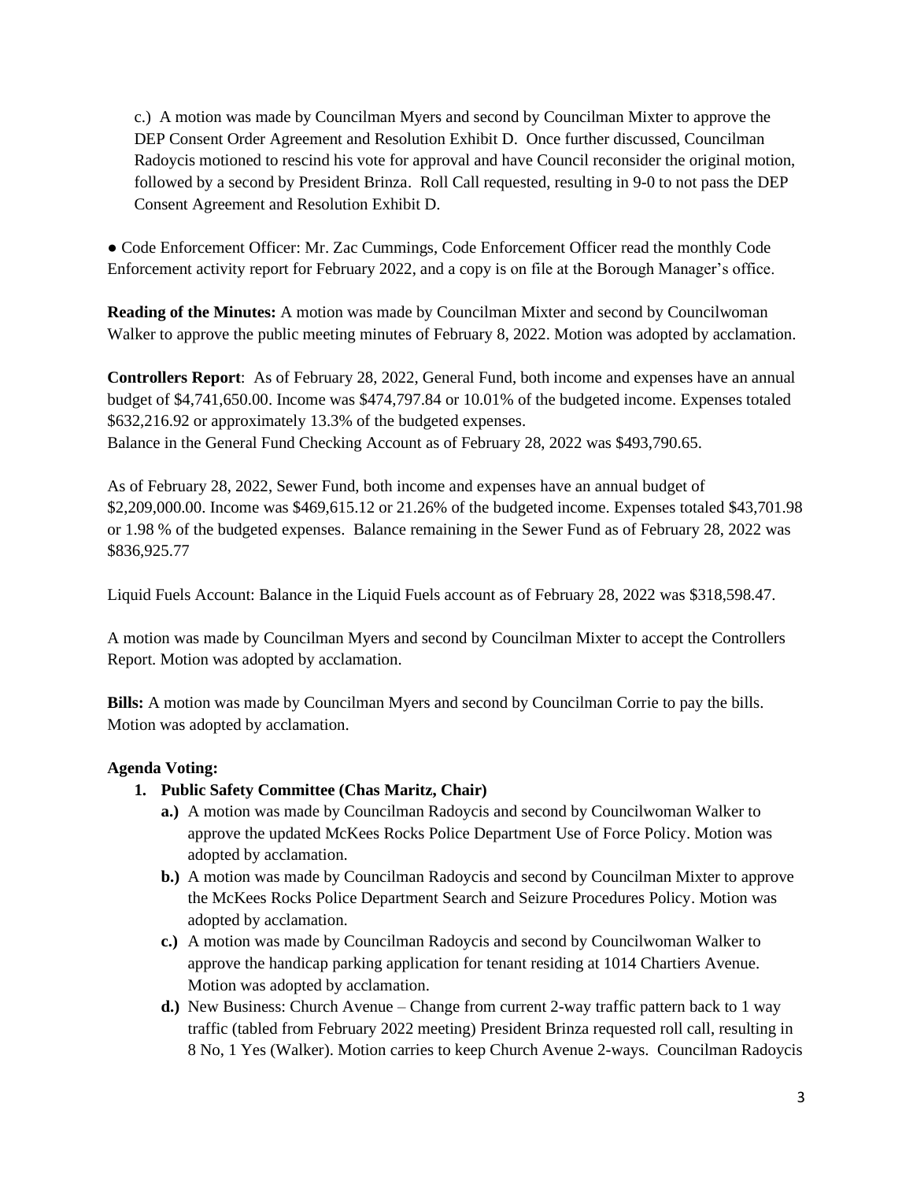c.) A motion was made by Councilman Myers and second by Councilman Mixter to approve the DEP Consent Order Agreement and Resolution Exhibit D. Once further discussed, Councilman Radoycis motioned to rescind his vote for approval and have Council reconsider the original motion, followed by a second by President Brinza. Roll Call requested, resulting in 9-0 to not pass the DEP Consent Agreement and Resolution Exhibit D.

● Code Enforcement Officer: Mr. Zac Cummings, Code Enforcement Officer read the monthly Code Enforcement activity report for February 2022, and a copy is on file at the Borough Manager's office.

**Reading of the Minutes:** A motion was made by Councilman Mixter and second by Councilwoman Walker to approve the public meeting minutes of February 8, 2022. Motion was adopted by acclamation.

**Controllers Report**: As of February 28, 2022, General Fund, both income and expenses have an annual budget of $4,741,650.00. Income was $474,797.84 or 10.01% of the budgeted income. Expenses totaled $632,216.92 or approximately 13.3% of the budgeted expenses.
Balance in the General Fund Checking Account as of February 28, 2022 was $493,790.65.

As of February 28, 2022, Sewer Fund, both income and expenses have an annual budget of $2,209,000.00. Income was $469,615.12 or 21.26% of the budgeted income. Expenses totaled $43,701.98 or 1.98 % of the budgeted expenses. Balance remaining in the Sewer Fund as of February 28, 2022 was $836,925.77

Liquid Fuels Account: Balance in the Liquid Fuels account as of February 28, 2022 was $318,598.47.

A motion was made by Councilman Myers and second by Councilman Mixter to accept the Controllers Report. Motion was adopted by acclamation.

**Bills:** A motion was made by Councilman Myers and second by Councilman Corrie to pay the bills. Motion was adopted by acclamation.

**Agenda Voting:**

1. **Public Safety Committee (Chas Maritz, Chair)**
   - **a.)** A motion was made by Councilman Radoycis and second by Councilwoman Walker to approve the updated McKees Rocks Police Department Use of Force Policy. Motion was adopted by acclamation.
   - **b.)** A motion was made by Councilman Radoycis and second by Councilman Mixter to approve the McKees Rocks Police Department Search and Seizure Procedures Policy. Motion was adopted by acclamation.
   - **c.)** A motion was made by Councilman Radoycis and second by Councilwoman Walker to approve the handicap parking application for tenant residing at 1014 Chartiers Avenue. Motion was adopted by acclamation.
   - **d.)** New Business: Church Avenue – Change from current 2-way traffic pattern back to 1 way traffic (tabled from February 2022 meeting) President Brinza requested roll call, resulting in 8 No, 1 Yes (Walker). Motion carries to keep Church Avenue 2-ways. Councilman Radoycis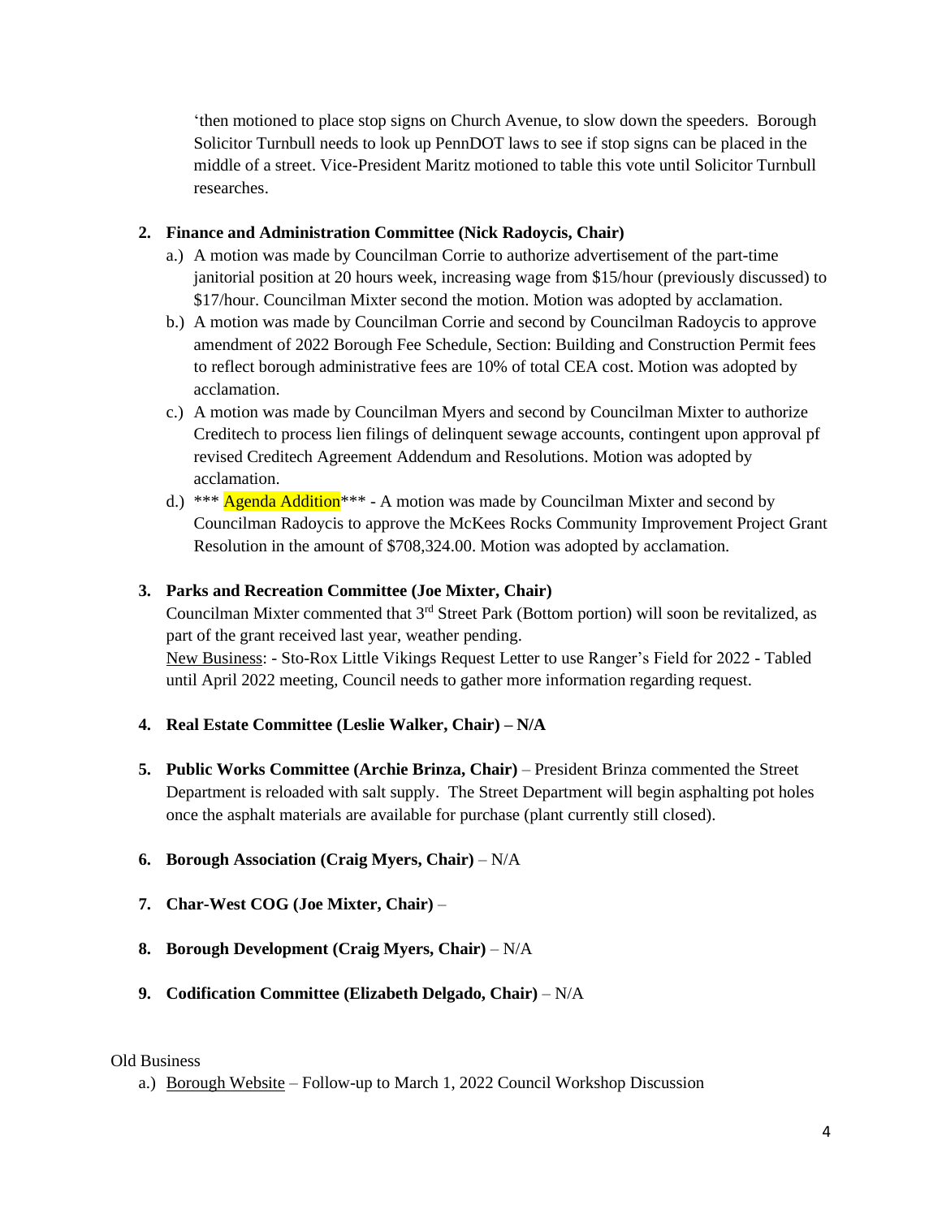'then motioned to place stop signs on Church Avenue, to slow down the speeders. Borough Solicitor Turnbull needs to look up PennDOT laws to see if stop signs can be placed in the middle of a street. Vice-President Maritz motioned to table this vote until Solicitor Turnbull researches.

2. **Finance and Administration Committee (Nick Radoycis, Chair)**
   a.) A motion was made by Councilman Corrie to authorize advertisement of the part-time janitorial position at 20 hours week, increasing wage from $15/hour (previously discussed) to $17/hour. Councilman Mixter second the motion. Motion was adopted by acclamation.
   b.) A motion was made by Councilman Corrie and second by Councilman Radoycis to approve amendment of 2022 Borough Fee Schedule, Section: Building and Construction Permit fees to reflect borough administrative fees are 10% of total CEA cost. Motion was adopted by acclamation.
   c.) A motion was made by Councilman Myers and second by Councilman Mixter to authorize Creditech to process lien filings of delinquent sewage accounts, contingent upon approval pf revised Creditech Agreement Addendum and Resolutions. Motion was adopted by acclamation.
   d.) *** Agenda Addition*** - A motion was made by Councilman Mixter and second by Councilman Radoycis to approve the McKees Rocks Community Improvement Project Grant Resolution in the amount of $708,324.00. Motion was adopted by acclamation.

3. **Parks and Recreation Committee (Joe Mixter, Chair)**
   Councilman Mixter commented that 3rd Street Park (Bottom portion) will soon be revitalized, as part of the grant received last year, weather pending.
   New Business: - Sto-Rox Little Vikings Request Letter to use Ranger's Field for 2022 - Tabled until April 2022 meeting, Council needs to gather more information regarding request.

4. **Real Estate Committee (Leslie Walker, Chair) – N/A**

5. **Public Works Committee (Archie Brinza, Chair)** – President Brinza commented the Street Department is reloaded with salt supply. The Street Department will begin asphalting pot holes once the asphalt materials are available for purchase (plant currently still closed).

6. **Borough Association (Craig Myers, Chair)** – N/A

7. **Char-West COG (Joe Mixter, Chair)** –

8. **Borough Development (Craig Myers, Chair)** – N/A

9. **Codification Committee (Elizabeth Delgado, Chair)** – N/A

Old Business

a.) Borough Website – Follow-up to March 1, 2022 Council Workshop Discussion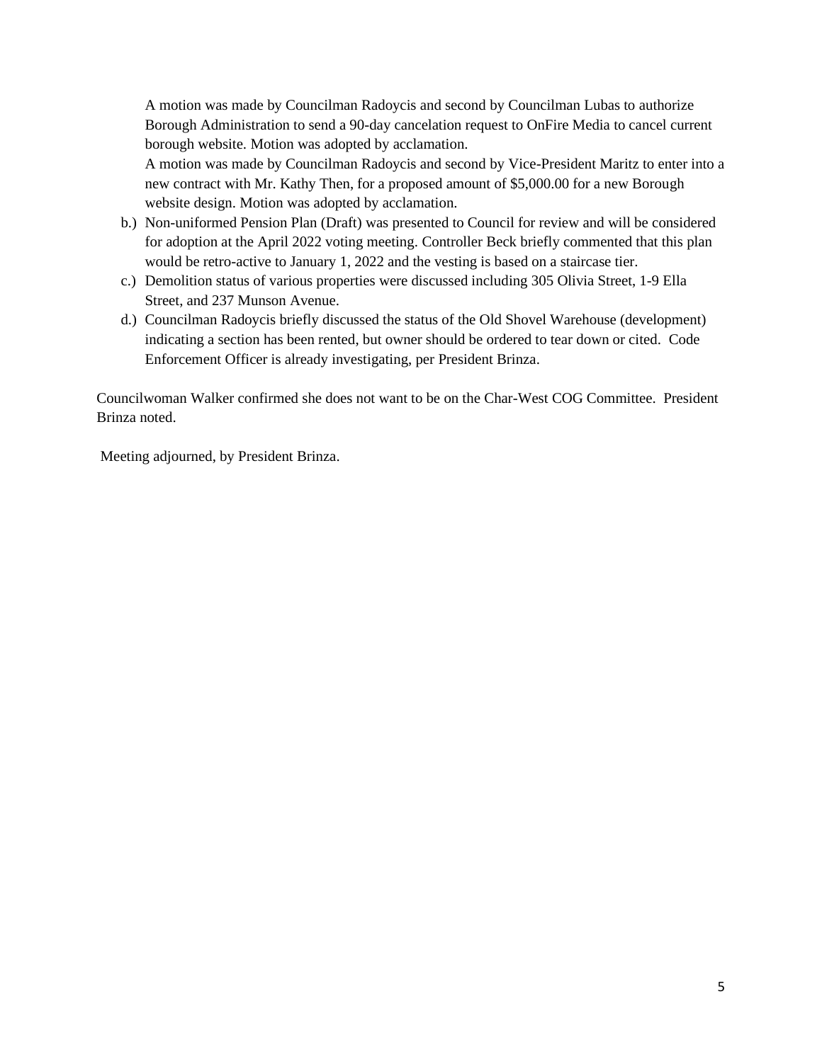A motion was made by Councilman Radoycis and second by Councilman Lubas to authorize Borough Administration to send a 90-day cancelation request to OnFire Media to cancel current borough website. Motion was adopted by acclamation.

A motion was made by Councilman Radoycis and second by Vice-President Maritz to enter into a new contract with Mr. Kathy Then, for a proposed amount of $5,000.00 for a new Borough website design. Motion was adopted by acclamation.

b.) Non-uniformed Pension Plan (Draft) was presented to Council for review and will be considered for adoption at the April 2022 voting meeting. Controller Beck briefly commented that this plan would be retro-active to January 1, 2022 and the vesting is based on a staircase tier.

c.) Demolition status of various properties were discussed including 305 Olivia Street, 1-9 Ella Street, and 237 Munson Avenue.

d.) Councilman Radoycis briefly discussed the status of the Old Shovel Warehouse (development) indicating a section has been rented, but owner should be ordered to tear down or cited. Code Enforcement Officer is already investigating, per President Brinza.

Councilwoman Walker confirmed she does not want to be on the Char-West COG Committee. President Brinza noted.

Meeting adjourned, by President Brinza.